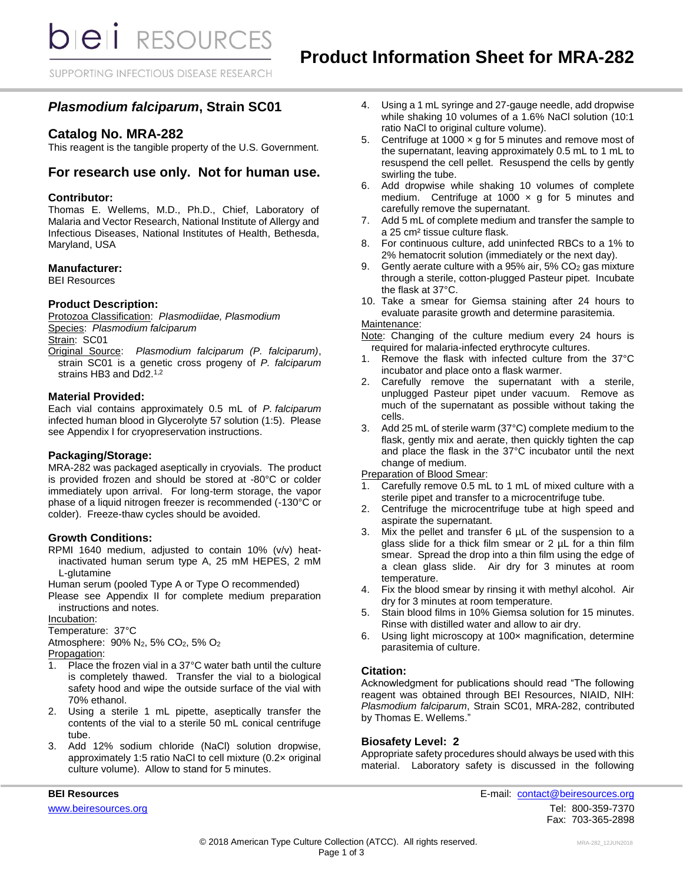# Product Information Sheet for MRA-282

## *Plasmodium falciparum*, Strain SC01

## Catalog No. MRA-282

This reagent is the tangible property of the U.S. Government.

## For research use only. Not for human use.

### Contributor:

Thomas E. Wellems, M.D., Ph.D., Chief, Laboratory of Malaria and Vector Research, National Institute of Allergy and Infectious Diseases, National Institutes of Health, Bethesda, Maryland, USA

### Manufacturer:

BEI Resources

### Product Description:

Protozoa Classification: *Plasmodiidae, Plasmodium*
Species: *Plasmodium falciparum*
Strain: SC01
Original Source: *Plasmodium falciparum (P. falciparum)*, strain SC01 is a genetic cross progeny of *P. falciparum* strains HB3 and Dd2.[1,2]

### Material Provided:

Each vial contains approximately 0.5 mL of *P. falciparum* infected human blood in Glycerolyte 57 solution (1:5). Please see Appendix I for cryopreservation instructions.

### Packaging/Storage:

MRA-282 was packaged aseptically in cryovials. The product is provided frozen and should be stored at -80°C or colder immediately upon arrival. For long-term storage, the vapor phase of a liquid nitrogen freezer is recommended (-130°C or colder). Freeze-thaw cycles should be avoided.

### Growth Conditions:

RPMI 1640 medium, adjusted to contain 10% (v/v) heat-inactivated human serum type A, 25 mM HEPES, 2 mM L-glutamine

Human serum (pooled Type A or Type O recommended)

Please see Appendix II for complete medium preparation instructions and notes.

Incubation:

Temperature: 37°C

Atmosphere: 90% $N_2$, 5% $CO_2$, 5% $O_2$

Propagation:

1. Place the frozen vial in a 37°C water bath until the culture is completely thawed. Transfer the vial to a biological safety hood and wipe the outside surface of the vial with 70% ethanol.
2. Using a sterile 1 mL pipette, aseptically transfer the contents of the vial to a sterile 50 mL conical centrifuge tube.
3. Add 12% sodium chloride (NaCl) solution dropwise, approximately 1:5 ratio NaCl to cell mixture (0.2× original culture volume). Allow to stand for 5 minutes.
4. Using a 1 mL syringe and 27-gauge needle, add dropwise while shaking 10 volumes of a 1.6% NaCl solution (10:1 ratio NaCl to original culture volume).
5. Centrifuge at 1000 × g for 5 minutes and remove most of the supernatant, leaving approximately 0.5 mL to 1 mL to resuspend the cell pellet. Resuspend the cells by gently swirling the tube.
6. Add dropwise while shaking 10 volumes of complete medium. Centrifuge at 1000 × g for 5 minutes and carefully remove the supernatant.
7. Add 5 mL of complete medium and transfer the sample to a 25 cm² tissue culture flask.
8. For continuous culture, add uninfected RBCs to a 1% to 2% hematocrit solution (immediately or the next day).
9. Gently aerate culture with a 95% air, 5% $CO_2$ gas mixture through a sterile, cotton-plugged Pasteur pipet. Incubate the flask at 37°C.
10. Take a smear for Giemsa staining after 24 hours to evaluate parasite growth and determine parasitemia.

Maintenance:

Note: Changing of the culture medium every 24 hours is required for malaria-infected erythrocyte cultures.

1. Remove the flask with infected culture from the 37°C incubator and place onto a flask warmer.
2. Carefully remove the supernatant with a sterile, unplugged Pasteur pipet under vacuum. Remove as much of the supernatant as possible without taking the cells.
3. Add 25 mL of sterile warm (37°C) complete medium to the flask, gently mix and aerate, then quickly tighten the cap and place the flask in the 37°C incubator until the next change of medium.

Preparation of Blood Smear:

1. Carefully remove 0.5 mL to 1 mL of mixed culture with a sterile pipet and transfer to a microcentrifuge tube.
2. Centrifuge the microcentrifuge tube at high speed and aspirate the supernatant.
3. Mix the pellet and transfer 6 µL of the suspension to a glass slide for a thick film smear or 2 µL for a thin film smear. Spread the drop into a thin film using the edge of a clean glass slide. Air dry for 3 minutes at room temperature.
4. Fix the blood smear by rinsing it with methyl alcohol. Air dry for 3 minutes at room temperature.
5. Stain blood films in 10% Giemsa solution for 15 minutes. Rinse with distilled water and allow to air dry.
6. Using light microscopy at 100× magnification, determine parasitemia of culture.

### Citation:

Acknowledgment for publications should read "The following reagent was obtained through BEI Resources, NIAID, NIH: *Plasmodium falciparum*, Strain SC01, MRA-282, contributed by Thomas E. Wellems."

### Biosafety Level: 2

Appropriate safety procedures should always be used with this material. Laboratory safety is discussed in the following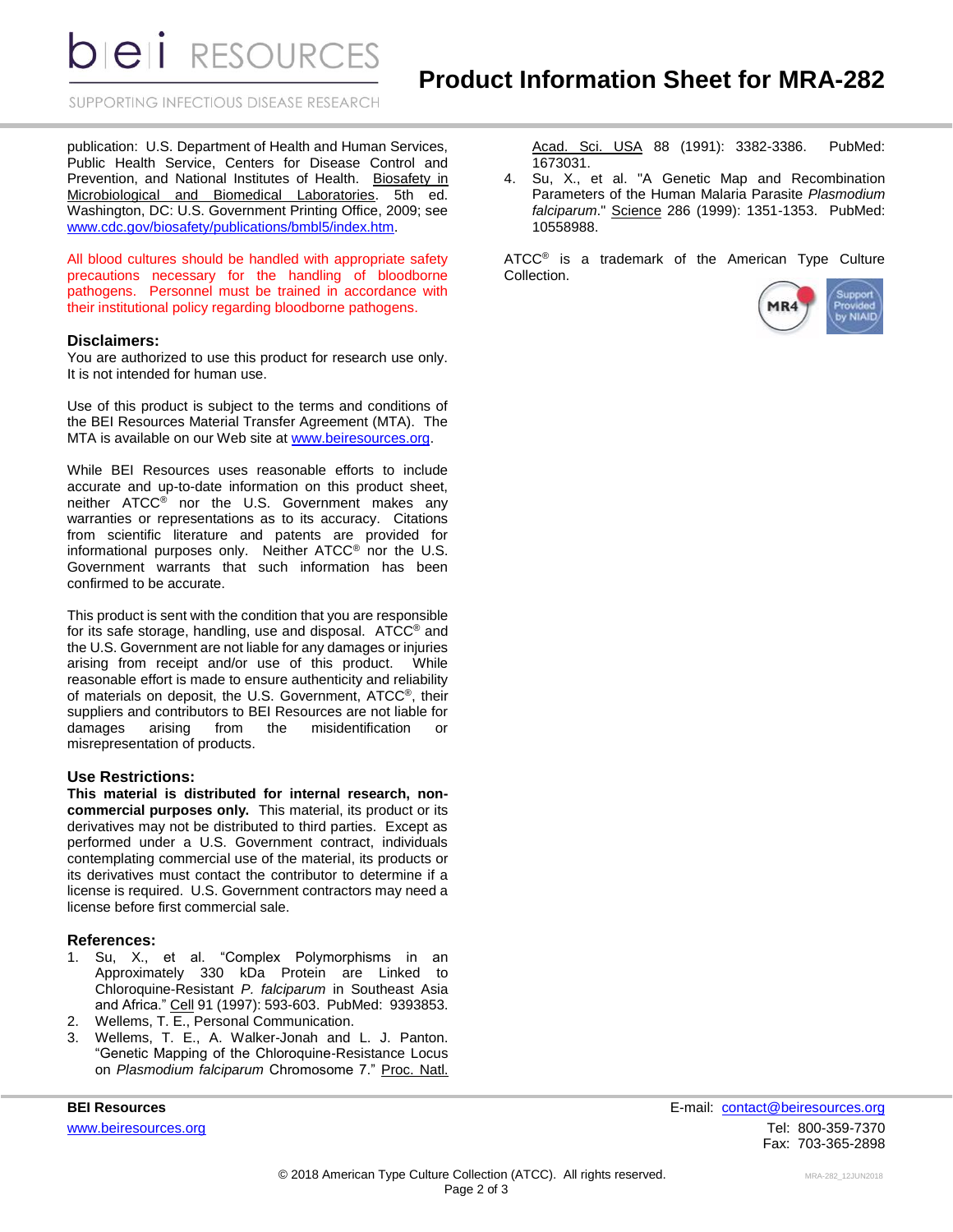publication: U.S. Department of Health and Human Services, Public Health Service, Centers for Disease Control and Prevention, and National Institutes of Health. Biosafety in Microbiological and Biomedical Laboratories. 5th ed. Washington, DC: U.S. Government Printing Office, 2009; see www.cdc.gov/biosafety/publications/bmbl5/index.htm.

All blood cultures should be handled with appropriate safety precautions necessary for the handling of bloodborne pathogens. Personnel must be trained in accordance with their institutional policy regarding bloodborne pathogens.

### Disclaimers:

You are authorized to use this product for research use only. It is not intended for human use.

Use of this product is subject to the terms and conditions of the BEI Resources Material Transfer Agreement (MTA). The MTA is available on our Web site at www.beiresources.org.

While BEI Resources uses reasonable efforts to include accurate and up-to-date information on this product sheet, neither ATCC® nor the U.S. Government makes any warranties or representations as to its accuracy. Citations from scientific literature and patents are provided for informational purposes only. Neither ATCC® nor the U.S. Government warrants that such information has been confirmed to be accurate.

This product is sent with the condition that you are responsible for its safe storage, handling, use and disposal. ATCC® and the U.S. Government are not liable for any damages or injuries arising from receipt and/or use of this product. While reasonable effort is made to ensure authenticity and reliability of materials on deposit, the U.S. Government, ATCC®, their suppliers and contributors to BEI Resources are not liable for damages arising from the misidentification or misrepresentation of products.

### Use Restrictions:

**This material is distributed for internal research, non-commercial purposes only.** This material, its product or its derivatives may not be distributed to third parties. Except as performed under a U.S. Government contract, individuals contemplating commercial use of the material, its products or its derivatives must contact the contributor to determine if a license is required. U.S. Government contractors may need a license before first commercial sale.

### References:

1. Su, X., et al. "Complex Polymorphisms in an Approximately 330 kDa Protein are Linked to Chloroquine-Resistant *P. falciparum* in Southeast Asia and Africa." Cell 91 (1997): 593-603. PubMed: 9393853.
2. Wellems, T. E., Personal Communication.
3. Wellems, T. E., A. Walker-Jonah and L. J. Panton. "Genetic Mapping of the Chloroquine-Resistance Locus on *Plasmodium falciparum* Chromosome 7." Proc. Natl. Acad. Sci. USA 88 (1991): 3382-3386. PubMed: 1673031.
4. Su, X., et al. "A Genetic Map and Recombination Parameters of the Human Malaria Parasite *Plasmodium falciparum*." Science 286 (1999): 1351-1353. PubMed: 10558988.

ATCC® is a trademark of the American Type Culture Collection.

**BEI Resources**
www.beiresources.org

E-mail: contact@beiresources.org
Tel: 800-359-7370
Fax: 703-365-2898

© 2018 American Type Culture Collection (ATCC). All rights reserved.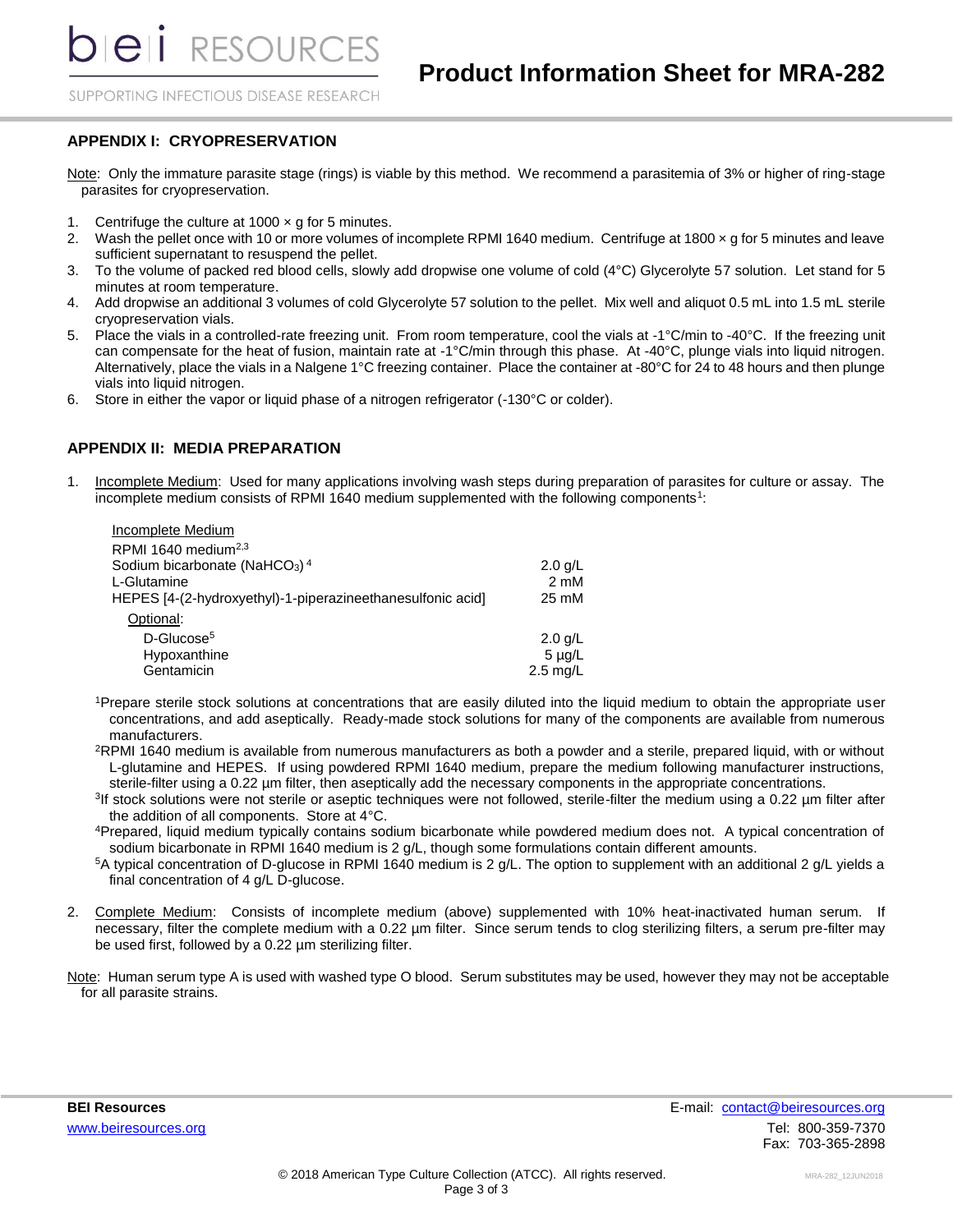## APPENDIX I: CRYOPRESERVATION

Note: Only the immature parasite stage (rings) is viable by this method. We recommend a parasitemia of 3% or higher of ring-stage parasites for cryopreservation.

1. Centrifuge the culture at 1000 × g for 5 minutes.
2. Wash the pellet once with 10 or more volumes of incomplete RPMI 1640 medium. Centrifuge at 1800 × g for 5 minutes and leave sufficient supernatant to resuspend the pellet.
3. To the volume of packed red blood cells, slowly add dropwise one volume of cold (4°C) Glycerolyte 57 solution. Let stand for 5 minutes at room temperature.
4. Add dropwise an additional 3 volumes of cold Glycerolyte 57 solution to the pellet. Mix well and aliquot 0.5 mL into 1.5 mL sterile cryopreservation vials.
5. Place the vials in a controlled-rate freezing unit. From room temperature, cool the vials at -1°C/min to -40°C. If the freezing unit can compensate for the heat of fusion, maintain rate at -1°C/min through this phase. At -40°C, plunge vials into liquid nitrogen. Alternatively, place the vials in a Nalgene 1°C freezing container. Place the container at -80°C for 24 to 48 hours and then plunge vials into liquid nitrogen.
6. Store in either the vapor or liquid phase of a nitrogen refrigerator (-130°C or colder).

## APPENDIX II: MEDIA PREPARATION

1. Incomplete Medium: Used for many applications involving wash steps during preparation of parasites for culture or assay. The incomplete medium consists of RPMI 1640 medium supplemented with the following components[1]:

| Incomplete Medium | |
|---|---|
| RPMI 1640 medium[2,3] | |
| Sodium bicarbonate ($NaHCO_3$)[4] | 2.0 g/L |
| L-Glutamine | 2 mM |
| HEPES [4-(2-hydroxyethyl)-1-piperazineethanesulfonic acid] | 25 mM |
| Optional: | |
| D-Glucose[5] | 2.0 g/L |
| Hypoxanthine | 5 µg/L |
| Gentamicin | 2.5 mg/L |

[1]Prepare sterile stock solutions at concentrations that are easily diluted into the liquid medium to obtain the appropriate user concentrations, and add aseptically. Ready-made stock solutions for many of the components are available from numerous manufacturers.

[2]RPMI 1640 medium is available from numerous manufacturers as both a powder and a sterile, prepared liquid, with or without L-glutamine and HEPES. If using powdered RPMI 1640 medium, prepare the medium following manufacturer instructions, sterile-filter using a 0.22 µm filter, then aseptically add the necessary components in the appropriate concentrations.

[3]If stock solutions were not sterile or aseptic techniques were not followed, sterile-filter the medium using a 0.22 µm filter after the addition of all components. Store at 4°C.

[4]Prepared, liquid medium typically contains sodium bicarbonate while powdered medium does not. A typical concentration of sodium bicarbonate in RPMI 1640 medium is 2 g/L, though some formulations contain different amounts.

[5]A typical concentration of D-glucose in RPMI 1640 medium is 2 g/L. The option to supplement with an additional 2 g/L yields a final concentration of 4 g/L D-glucose.

2. Complete Medium: Consists of incomplete medium (above) supplemented with 10% heat-inactivated human serum. If necessary, filter the complete medium with a 0.22 µm filter. Since serum tends to clog sterilizing filters, a serum pre-filter may be used first, followed by a 0.22 µm sterilizing filter.

Note: Human serum type A is used with washed type O blood. Serum substitutes may be used, however they may not be acceptable for all parasite strains.